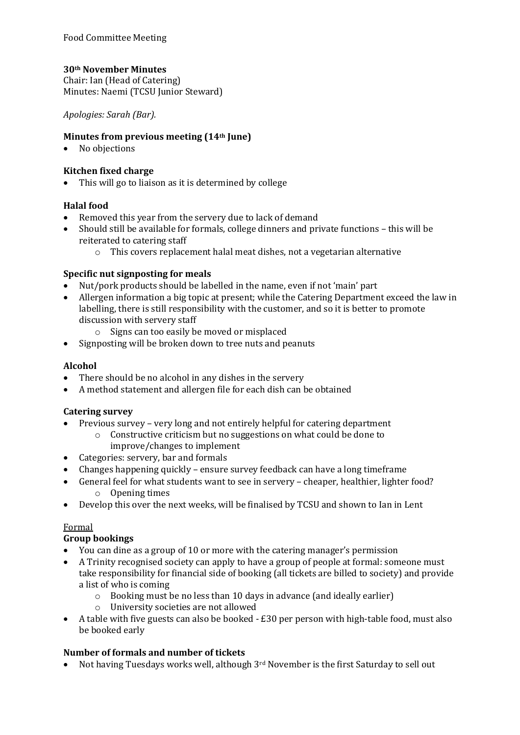Food Committee Meeting

**30th November Minutes**
Chair: Ian (Head of Catering)
Minutes: Naemi (TCSU Junior Steward)

*Apologies: Sarah (Bar).*

**Minutes from previous meeting (14th June)**

- No objections

**Kitchen fixed charge**

- This will go to liaison as it is determined by college

**Halal food**

- Removed this year from the servery due to lack of demand
- Should still be available for formals, college dinners and private functions – this will be reiterated to catering staff
    - This covers replacement halal meat dishes, not a vegetarian alternative

**Specific nut signposting for meals**

- Nut/pork products should be labelled in the name, even if not 'main' part
- Allergen information a big topic at present; while the Catering Department exceed the law in labelling, there is still responsibility with the customer, and so it is better to promote discussion with servery staff
    - Signs can too easily be moved or misplaced
- Signposting will be broken down to tree nuts and peanuts

**Alcohol**

- There should be no alcohol in any dishes in the servery
- A method statement and allergen file for each dish can be obtained

**Catering survey**

- Previous survey – very long and not entirely helpful for catering department
    - Constructive criticism but no suggestions on what could be done to improve/changes to implement
- Categories: servery, bar and formals
- Changes happening quickly – ensure survey feedback can have a long timeframe
- General feel for what students want to see in servery – cheaper, healthier, lighter food?
    - Opening times
- Develop this over the next weeks, will be finalised by TCSU and shown to Ian in Lent

Formal

**Group bookings**

- You can dine as a group of 10 or more with the catering manager's permission
- A Trinity recognised society can apply to have a group of people at formal: someone must take responsibility for financial side of booking (all tickets are billed to society) and provide a list of who is coming
    - Booking must be no less than 10 days in advance (and ideally earlier)
    - University societies are not allowed
- A table with five guests can also be booked - £30 per person with high-table food, must also be booked early

**Number of formals and number of tickets**

- Not having Tuesdays works well, although 3rd November is the first Saturday to sell out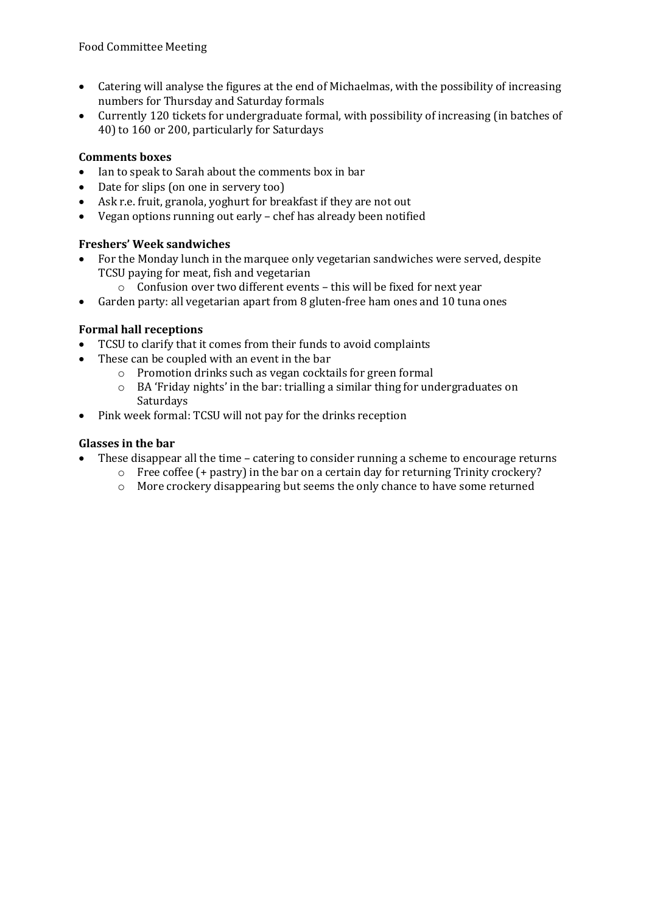- Catering will analyse the figures at the end of Michaelmas, with the possibility of increasing numbers for Thursday and Saturday formals
- Currently 120 tickets for undergraduate formal, with possibility of increasing (in batches of 40) to 160 or 200, particularly for Saturdays

**Comments boxes**

- Ian to speak to Sarah about the comments box in bar
- Date for slips (on one in servery too)
- Ask r.e. fruit, granola, yoghurt for breakfast if they are not out
- Vegan options running out early – chef has already been notified

**Freshers' Week sandwiches**

- For the Monday lunch in the marquee only vegetarian sandwiches were served, despite TCSU paying for meat, fish and vegetarian
    - Confusion over two different events – this will be fixed for next year
- Garden party: all vegetarian apart from 8 gluten-free ham ones and 10 tuna ones

**Formal hall receptions**

- TCSU to clarify that it comes from their funds to avoid complaints
- These can be coupled with an event in the bar
    - Promotion drinks such as vegan cocktails for green formal
    - BA 'Friday nights' in the bar: trialling a similar thing for undergraduates on Saturdays
- Pink week formal: TCSU will not pay for the drinks reception

**Glasses in the bar**

- These disappear all the time – catering to consider running a scheme to encourage returns
    - Free coffee (+ pastry) in the bar on a certain day for returning Trinity crockery?
    - More crockery disappearing but seems the only chance to have some returned